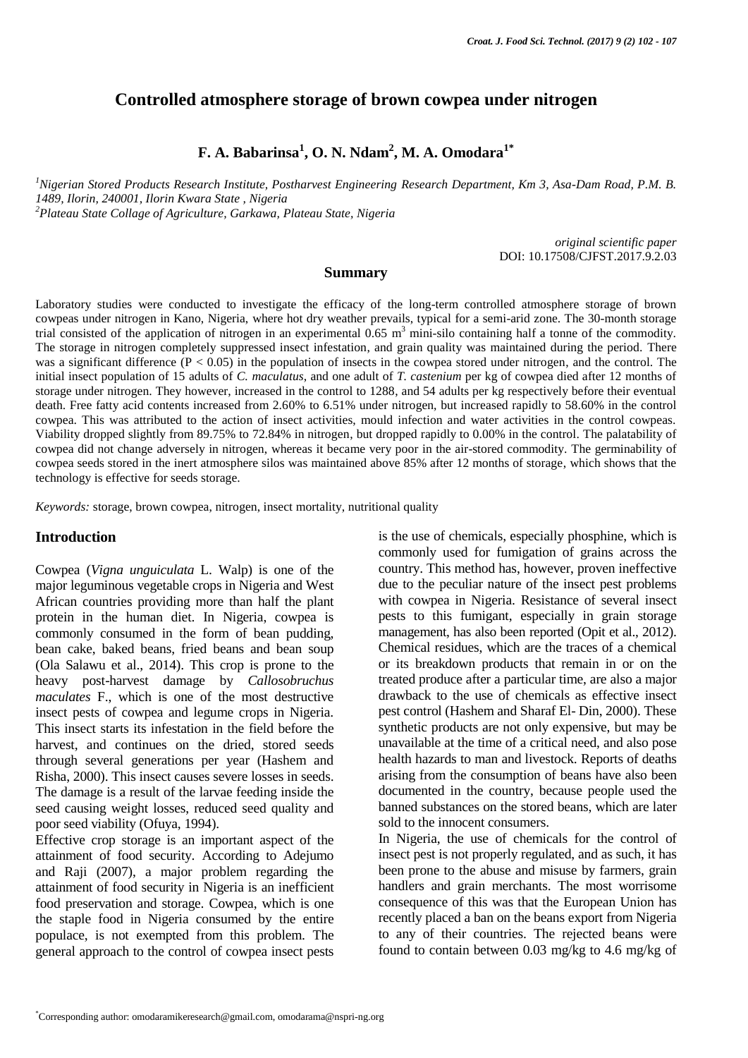# Controlled atmosphere storage of brown cowpea under nitrogen

**F. A. Babarinsa[1], O. N. Ndam[2], M. A. Omodara[1*]**

[1]*Nigerian Stored Products Research Institute, Postharvest Engineering Research Department, Km 3, Asa-Dam Road, P.M. B. 1489, Ilorin, 240001, Ilorin Kwara State , Nigeria*
[2]*Plateau State Collage of Agriculture, Garkawa, Plateau State, Nigeria*

*original scientific paper*
DOI: 10.17508/CJFST.2017.9.2.03

## Summary

Laboratory studies were conducted to investigate the efficacy of the long-term controlled atmosphere storage of brown cowpeas under nitrogen in Kano, Nigeria, where hot dry weather prevails, typical for a semi-arid zone. The 30-month storage trial consisted of the application of nitrogen in an experimental 0.65 $m^3$ mini-silo containing half a tonne of the commodity. The storage in nitrogen completely suppressed insect infestation, and grain quality was maintained during the period. There was a significant difference ($P < 0.05$) in the population of insects in the cowpea stored under nitrogen, and the control. The initial insect population of 15 adults of *C. maculatus*, and one adult of *T. castenium* per kg of cowpea died after 12 months of storage under nitrogen. They however, increased in the control to 1288, and 54 adults per kg respectively before their eventual death. Free fatty acid contents increased from 2.60% to 6.51% under nitrogen, but increased rapidly to 58.60% in the control cowpea. This was attributed to the action of insect activities, mould infection and water activities in the control cowpeas. Viability dropped slightly from 89.75% to 72.84% in nitrogen, but dropped rapidly to 0.00% in the control. The palatability of cowpea did not change adversely in nitrogen, whereas it became very poor in the air-stored commodity. The germinability of cowpea seeds stored in the inert atmosphere silos was maintained above 85% after 12 months of storage, which shows that the technology is effective for seeds storage.

*Keywords:* storage, brown cowpea, nitrogen, insect mortality, nutritional quality

## Introduction

Cowpea (*Vigna unguiculata* L. Walp) is one of the major leguminous vegetable crops in Nigeria and West African countries providing more than half the plant protein in the human diet. In Nigeria, cowpea is commonly consumed in the form of bean pudding, bean cake, baked beans, fried beans and bean soup (Ola Salawu et al., 2014). This crop is prone to the heavy post-harvest damage by *Callosobruchus maculates* F., which is one of the most destructive insect pests of cowpea and legume crops in Nigeria. This insect starts its infestation in the field before the harvest, and continues on the dried, stored seeds through several generations per year (Hashem and Risha, 2000). This insect causes severe losses in seeds. The damage is a result of the larvae feeding inside the seed causing weight losses, reduced seed quality and poor seed viability (Ofuya, 1994).

Effective crop storage is an important aspect of the attainment of food security. According to Adejumo and Raji (2007), a major problem regarding the attainment of food security in Nigeria is an inefficient food preservation and storage. Cowpea, which is one the staple food in Nigeria consumed by the entire populace, is not exempted from this problem. The general approach to the control of cowpea insect pests is the use of chemicals, especially phosphine, which is commonly used for fumigation of grains across the country. This method has, however, proven ineffective due to the peculiar nature of the insect pest problems with cowpea in Nigeria. Resistance of several insect pests to this fumigant, especially in grain storage management, has also been reported (Opit et al., 2012). Chemical residues, which are the traces of a chemical or its breakdown products that remain in or on the treated produce after a particular time, are also a major drawback to the use of chemicals as effective insect pest control (Hashem and Sharaf El- Din, 2000). These synthetic products are not only expensive, but may be unavailable at the time of a critical need, and also pose health hazards to man and livestock. Reports of deaths arising from the consumption of beans have also been documented in the country, because people used the banned substances on the stored beans, which are later sold to the innocent consumers.

In Nigeria, the use of chemicals for the control of insect pest is not properly regulated, and as such, it has been prone to the abuse and misuse by farmers, grain handlers and grain merchants. The most worrisome consequence of this was that the European Union has recently placed a ban on the beans export from Nigeria to any of their countries. The rejected beans were found to contain between 0.03 mg/kg to 4.6 mg/kg of

*Corresponding author: omodaramikeresearch@gmail.com, omodarama@nspri-ng.org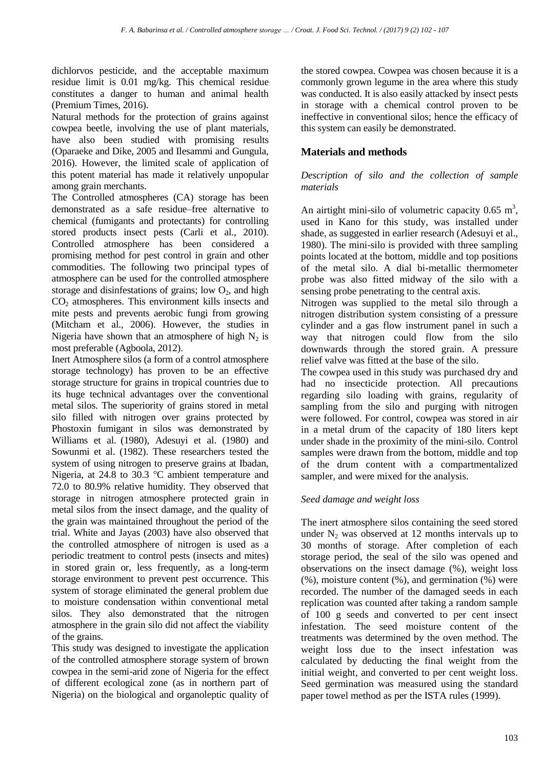dichlorvos pesticide, and the acceptable maximum residue limit is 0.01 mg/kg. This chemical residue constitutes a danger to human and animal health (Premium Times, 2016).

Natural methods for the protection of grains against cowpea beetle, involving the use of plant materials, have also been studied with promising results (Oparaeke and Dike, 2005 and Ilesammi and Gungula, 2016). However, the limited scale of application of this potent material has made it relatively unpopular among grain merchants.

The Controlled atmospheres (CA) storage has been demonstrated as a safe residue–free alternative to chemical (fumigants and protectants) for controlling stored products insect pests (Carli et al., 2010). Controlled atmosphere has been considered a promising method for pest control in grain and other commodities. The following two principal types of atmosphere can be used for the controlled atmosphere storage and disinfestations of grains; low $O_2$, and high $CO_2$ atmospheres. This environment kills insects and mite pests and prevents aerobic fungi from growing (Mitcham et al., 2006). However, the studies in Nigeria have shown that an atmosphere of high $N_2$ is most preferable (Agboola, 2012).

Inert Atmosphere silos (a form of a control atmosphere storage technology) has proven to be an effective storage structure for grains in tropical countries due to its huge technical advantages over the conventional metal silos. The superiority of grains stored in metal silo filled with nitrogen over grains protected by Phostoxin fumigant in silos was demonstrated by Williams et al. (1980), Adesuyi et al. (1980) and Sowunmi et al. (1982). These researchers tested the system of using nitrogen to preserve grains at Ibadan, Nigeria, at 24.8 to 30.3 °C ambient temperature and 72.0 to 80.9% relative humidity. They observed that storage in nitrogen atmosphere protected grain in metal silos from the insect damage, and the quality of the grain was maintained throughout the period of the trial. White and Jayas (2003) have also observed that the controlled atmosphere of nitrogen is used as a periodic treatment to control pests (insects and mites) in stored grain or, less frequently, as a long-term storage environment to prevent pest occurrence. This system of storage eliminated the general problem due to moisture condensation within conventional metal silos. They also demonstrated that the nitrogen atmosphere in the grain silo did not affect the viability of the grains.

This study was designed to investigate the application of the controlled atmosphere storage system of brown cowpea in the semi-arid zone of Nigeria for the effect of different ecological zone (as in northern part of Nigeria) on the biological and organoleptic quality of the stored cowpea. Cowpea was chosen because it is a commonly grown legume in the area where this study was conducted. It is also easily attacked by insect pests in storage with a chemical control proven to be ineffective in conventional silos; hence the efficacy of this system can easily be demonstrated.

## Materials and methods

### *Description of silo and the collection of sample materials*

An airtight mini-silo of volumetric capacity 0.65 $m^3$, used in Kano for this study, was installed under shade, as suggested in earlier research (Adesuyi et al., 1980). The mini-silo is provided with three sampling points located at the bottom, middle and top positions of the metal silo. A dial bi-metallic thermometer probe was also fitted midway of the silo with a sensing probe penetrating to the central axis.

Nitrogen was supplied to the metal silo through a nitrogen distribution system consisting of a pressure cylinder and a gas flow instrument panel in such a way that nitrogen could flow from the silo downwards through the stored grain. A pressure relief valve was fitted at the base of the silo.

The cowpea used in this study was purchased dry and had no insecticide protection. All precautions regarding silo loading with grains, regularity of sampling from the silo and purging with nitrogen were followed. For control, cowpea was stored in air in a metal drum of the capacity of 180 liters kept under shade in the proximity of the mini-silo. Control samples were drawn from the bottom, middle and top of the drum content with a compartmentalized sampler, and were mixed for the analysis.

### *Seed damage and weight loss*

The inert atmosphere silos containing the seed stored under $N_2$ was observed at 12 months intervals up to 30 months of storage. After completion of each storage period, the seal of the silo was opened and observations on the insect damage (%), weight loss (%), moisture content (%), and germination (%) were recorded. The number of the damaged seeds in each replication was counted after taking a random sample of 100 g seeds and converted to per cent insect infestation. The seed moisture content of the treatments was determined by the oven method. The weight loss due to the insect infestation was calculated by deducting the final weight from the initial weight, and converted to per cent weight loss. Seed germination was measured using the standard paper towel method as per the ISTA rules (1999).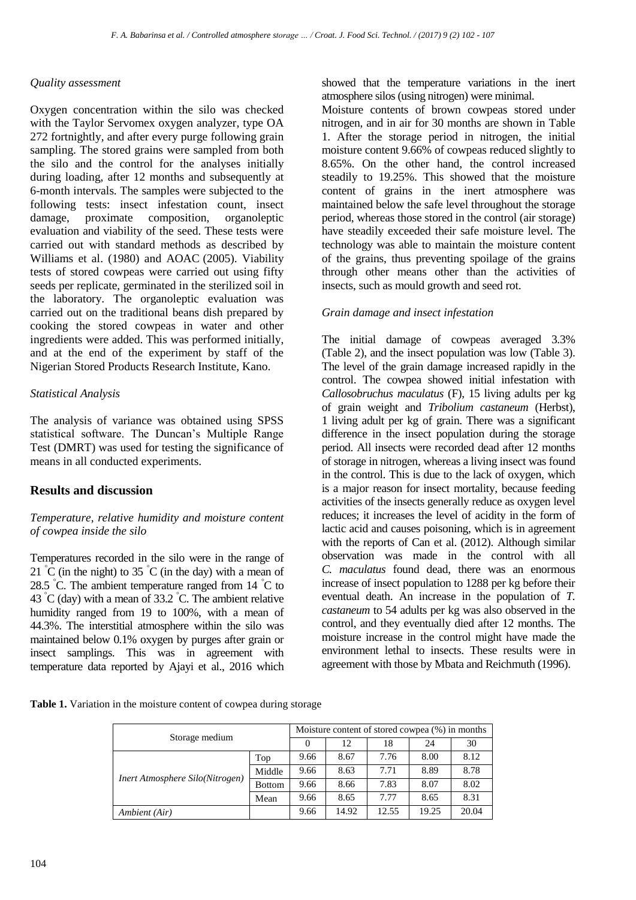*Quality assessment*

Oxygen concentration within the silo was checked with the Taylor Servomex oxygen analyzer, type OA 272 fortnightly, and after every purge following grain sampling. The stored grains were sampled from both the silo and the control for the analyses initially during loading, after 12 months and subsequently at 6-month intervals. The samples were subjected to the following tests: insect infestation count, insect damage, proximate composition, organoleptic evaluation and viability of the seed. These tests were carried out with standard methods as described by Williams et al. (1980) and AOAC (2005). Viability tests of stored cowpeas were carried out using fifty seeds per replicate, germinated in the sterilized soil in the laboratory. The organoleptic evaluation was carried out on the traditional beans dish prepared by cooking the stored cowpeas in water and other ingredients were added. This was performed initially, and at the end of the experiment by staff of the Nigerian Stored Products Research Institute, Kano.

*Statistical Analysis*

The analysis of variance was obtained using SPSS statistical software. The Duncan's Multiple Range Test (DMRT) was used for testing the significance of means in all conducted experiments.

## Results and discussion

*Temperature, relative humidity and moisture content of cowpea inside the silo*

Temperatures recorded in the silo were in the range of 21 °C (in the night) to 35 °C (in the day) with a mean of 28.5 °C. The ambient temperature ranged from 14 °C to 43 °C (day) with a mean of 33.2 °C. The ambient relative humidity ranged from 19 to 100%, with a mean of 44.3%. The interstitial atmosphere within the silo was maintained below 0.1% oxygen by purges after grain or insect samplings. This was in agreement with temperature data reported by Ajayi et al., 2016 which showed that the temperature variations in the inert atmosphere silos (using nitrogen) were minimal.

Moisture contents of brown cowpeas stored under nitrogen, and in air for 30 months are shown in Table 1. After the storage period in nitrogen, the initial moisture content 9.66% of cowpeas reduced slightly to 8.65%. On the other hand, the control increased steadily to 19.25%. This showed that the moisture content of grains in the inert atmosphere was maintained below the safe level throughout the storage period, whereas those stored in the control (air storage) have steadily exceeded their safe moisture level. The technology was able to maintain the moisture content of the grains, thus preventing spoilage of the grains through other means other than the activities of insects, such as mould growth and seed rot.

*Grain damage and insect infestation*

The initial damage of cowpeas averaged 3.3% (Table 2), and the insect population was low (Table 3). The level of the grain damage increased rapidly in the control. The cowpea showed initial infestation with *Callosobruchus maculatus* (F), 15 living adults per kg of grain weight and *Tribolium castaneum* (Herbst), 1 living adult per kg of grain. There was a significant difference in the insect population during the storage period. All insects were recorded dead after 12 months of storage in nitrogen, whereas a living insect was found in the control. This is due to the lack of oxygen, which is a major reason for insect mortality, because feeding activities of the insects generally reduce as oxygen level reduces; it increases the level of acidity in the form of lactic acid and causes poisoning, which is in agreement with the reports of Can et al. (2012). Although similar observation was made in the control with all *C. maculatus* found dead, there was an enormous increase of insect population to 1288 per kg before their eventual death. An increase in the population of *T. castaneum* to 54 adults per kg was also observed in the control, and they eventually died after 12 months. The moisture increase in the control might have made the environment lethal to insects. These results were in agreement with those by Mbata and Reichmuth (1996).

**Table 1.** Variation in the moisture content of cowpea during storage

| Storage medium | | Moisture content of stored cowpea (%) in months | | | | |
|---|---|---|---|---|---|---|
| | | 0 | 12 | 18 | 24 | 30 |
| *Inert Atmosphere Silo(Nitrogen)* | Top | 9.66 | 8.67 | 7.76 | 8.00 | 8.12 |
| | Middle | 9.66 | 8.63 | 7.71 | 8.89 | 8.78 |
| | Bottom | 9.66 | 8.66 | 7.83 | 8.07 | 8.02 |
| | Mean | 9.66 | 8.65 | 7.77 | 8.65 | 8.31 |
| *Ambient (Air)* | | 9.66 | 14.92 | 12.55 | 19.25 | 20.04 |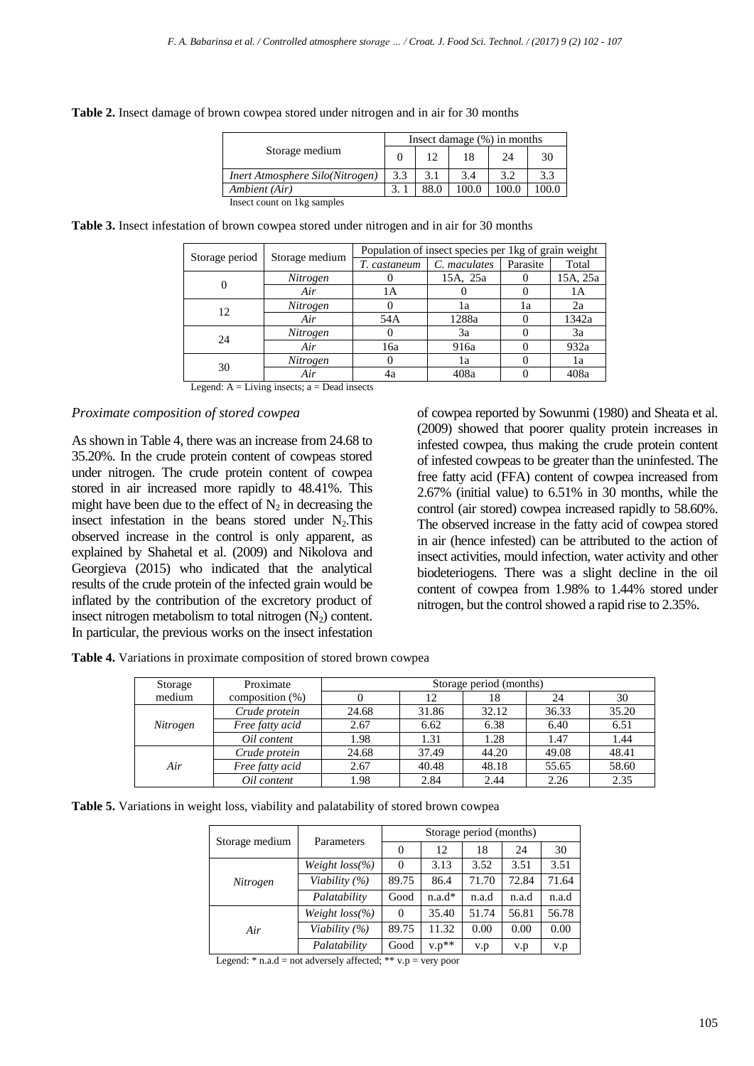**Table 2.** Insect damage of brown cowpea stored under nitrogen and in air for 30 months

| Storage medium | Insect damage (%) in months | | | | |
|---|---|---|---|---|---|
| | 0 | 12 | 18 | 24 | 30 |
| *Inert Atmosphere Silo(Nitrogen)* | 3.3 | 3.1 | 3.4 | 3.2 | 3.3 |
| *Ambient (Air)* | 3. 1 | 88.0 | 100.0 | 100.0 | 100.0 |

Insect count on 1kg samples

**Table 3.** Insect infestation of brown cowpea stored under nitrogen and in air for 30 months

| Storage period | Storage medium | Population of insect species per 1kg of grain weight | | | |
|---|---|---|---|---|---|
| | | *T. castaneum* | *C. maculates* | Parasite | Total |
| 0 | *Nitrogen* | 0 | 15A, 25a | 0 | 15A, 25a |
| | *Air* | 1A | 0 | 0 | 1A |
| 12 | *Nitrogen* | 0 | 1a | 1a | 2a |
| | *Air* | 54A | 1288a | 0 | 1342a |
| 24 | *Nitrogen* | 0 | 3a | 0 | 3a |
| | *Air* | 16a | 916a | 0 | 932a |
| 30 | *Nitrogen* | 0 | 1a | 0 | 1a |
| | *Air* | 4a | 408a | 0 | 408a |

Legend: A = Living insects; a = Dead insects

### *Proximate composition of stored cowpea*

As shown in Table 4, there was an increase from 24.68 to 35.20%. In the crude protein content of cowpeas stored under nitrogen. The crude protein content of cowpea stored in air increased more rapidly to 48.41%. This might have been due to the effect of $N_2$ in decreasing the insect infestation in the beans stored under $N_2$.This observed increase in the control is only apparent, as explained by Shahetal et al. (2009) and Nikolova and Georgieva (2015) who indicated that the analytical results of the crude protein of the infected grain would be inflated by the contribution of the excretory product of insect nitrogen metabolism to total nitrogen ($N_2$) content. In particular, the previous works on the insect infestation of cowpea reported by Sowunmi (1980) and Sheata et al. (2009) showed that poorer quality protein increases in infested cowpea, thus making the crude protein content of infested cowpeas to be greater than the uninfested. The free fatty acid (FFA) content of cowpea increased from 2.67% (initial value) to 6.51% in 30 months, while the control (air stored) cowpea increased rapidly to 58.60%. The observed increase in the fatty acid of cowpea stored in air (hence infested) can be attributed to the action of insect activities, mould infection, water activity and other biodeteriogens. There was a slight decline in the oil content of cowpea from 1.98% to 1.44% stored under nitrogen, but the control showed a rapid rise to 2.35%.

**Table 4.** Variations in proximate composition of stored brown cowpea

| Storage medium | Proximate composition (%) | Storage period (months) | | | | |
|---|---|---|---|---|---|---|
| | | 0 | 12 | 18 | 24 | 30 |
| *Nitrogen* | *Crude protein* | 24.68 | 31.86 | 32.12 | 36.33 | 35.20 |
| | *Free fatty acid* | 2.67 | 6.62 | 6.38 | 6.40 | 6.51 |
| | *Oil content* | 1.98 | 1.31 | 1.28 | 1.47 | 1.44 |
| *Air* | *Crude protein* | 24.68 | 37.49 | 44.20 | 49.08 | 48.41 |
| | *Free fatty acid* | 2.67 | 40.48 | 48.18 | 55.65 | 58.60 |
| | *Oil content* | 1.98 | 2.84 | 2.44 | 2.26 | 2.35 |

**Table 5.** Variations in weight loss, viability and palatability of stored brown cowpea

| Storage medium | Parameters | Storage period (months) | | | | |
|---|---|---|---|---|---|---|
| | | 0 | 12 | 18 | 24 | 30 |
| *Nitrogen* | *Weight loss(%)* | 0 | 3.13 | 3.52 | 3.51 | 3.51 |
| | *Viability (%)* | 89.75 | 86.4 | 71.70 | 72.84 | 71.64 |
| | *Palatability* | Good | n.a.d* | n.a.d | n.a.d | n.a.d |
| *Air* | *Weight loss(%)* | 0 | 35.40 | 51.74 | 56.81 | 56.78 |
| | *Viability (%)* | 89.75 | 11.32 | 0.00 | 0.00 | 0.00 |
| | *Palatability* | Good | v.p** | v.p | v.p | v.p |

Legend: * n.a.d = not adversely affected; ** v.p = very poor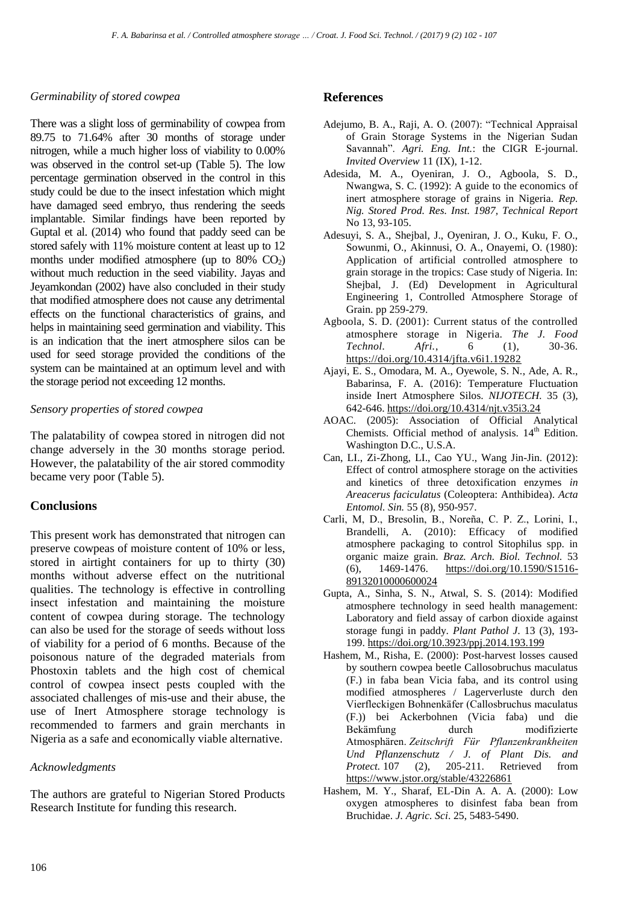*Germinability of stored cowpea*

There was a slight loss of germinability of cowpea from 89.75 to 71.64% after 30 months of storage under nitrogen, while a much higher loss of viability to 0.00% was observed in the control set-up (Table 5). The low percentage germination observed in the control in this study could be due to the insect infestation which might have damaged seed embryo, thus rendering the seeds implantable. Similar findings have been reported by Guptal et al. (2014) who found that paddy seed can be stored safely with 11% moisture content at least up to 12 months under modified atmosphere (up to 80% $CO_2$) without much reduction in the seed viability. Jayas and Jeyamkondan (2002) have also concluded in their study that modified atmosphere does not cause any detrimental effects on the functional characteristics of grains, and helps in maintaining seed germination and viability. This is an indication that the inert atmosphere silos can be used for seed storage provided the conditions of the system can be maintained at an optimum level and with the storage period not exceeding 12 months.

*Sensory properties of stored cowpea*

The palatability of cowpea stored in nitrogen did not change adversely in the 30 months storage period. However, the palatability of the air stored commodity became very poor (Table 5).

## Conclusions

This present work has demonstrated that nitrogen can preserve cowpeas of moisture content of 10% or less, stored in airtight containers for up to thirty (30) months without adverse effect on the nutritional qualities. The technology is effective in controlling insect infestation and maintaining the moisture content of cowpea during storage. The technology can also be used for the storage of seeds without loss of viability for a period of 6 months. Because of the poisonous nature of the degraded materials from Phostoxin tablets and the high cost of chemical control of cowpea insect pests coupled with the associated challenges of mis-use and their abuse, the use of Inert Atmosphere storage technology is recommended to farmers and grain merchants in Nigeria as a safe and economically viable alternative.

*Acknowledgments*

The authors are grateful to Nigerian Stored Products Research Institute for funding this research.

## References

Adejumo, B. A., Raji, A. O. (2007): "Technical Appraisal of Grain Storage Systems in the Nigerian Sudan Savannah". *Agri. Eng. Int.*: the CIGR E-journal. *Invited Overview* 11 (IX), 1-12.

Adesida, M. A., Oyeniran, J. O., Agboola, S. D., Nwangwa, S. C. (1992): A guide to the economics of inert atmosphere storage of grains in Nigeria. *Rep. Nig. Stored Prod. Res. Inst. 1987, Technical Report* No 13, 93-105.

Adesuyi, S. A., Shejbal, J., Oyeniran, J. O., Kuku, F. O., Sowunmi, O., Akinnusi, O. A., Onayemi, O. (1980): Application of artificial controlled atmosphere to grain storage in the tropics: Case study of Nigeria. In: Shejbal, J. (Ed) Development in Agricultural Engineering 1, Controlled Atmosphere Storage of Grain. pp 259-279.

Agboola, S. D. (2001): Current status of the controlled atmosphere storage in Nigeria. *The J. Food Technol. Afri.*, 6 (1), 30-36. https://doi.org/10.4314/jfta.v6i1.19282

Ajayi, E. S., Omodara, M. A., Oyewole, S. N., Ade, A. R., Babarinsa, F. A. (2016): Temperature Fluctuation inside Inert Atmosphere Silos. *NIJOTECH*. 35 (3), 642-646. https://doi.org/10.4314/njt.v35i3.24

AOAC. (2005): Association of Official Analytical Chemists. Official method of analysis. 14th Edition. Washington D.C., U.S.A.

Can, LI., Zi-Zhong, LI., Cao YU., Wang Jin-Jin. (2012): Effect of control atmosphere storage on the activities and kinetics of three detoxification enzymes *in Areacerus faciculatus* (Coleoptera: Anthibidea). *Acta Entomol. Sin.* 55 (8), 950-957.

Carli, M, D., Bresolin, B., Noreña, C. P. Z., Lorini, I., Brandelli, A. (2010): Efficacy of modified atmosphere packaging to control Sitophilus spp. in organic maize grain. *Braz. Arch. Biol. Technol.* 53 (6), 1469-1476. https://doi.org/10.1590/S1516-89132010000600024

Gupta, A., Sinha, S. N., Atwal, S. S. (2014): Modified atmosphere technology in seed health management: Laboratory and field assay of carbon dioxide against storage fungi in paddy. *Plant Pathol J.* 13 (3), 193-199. https://doi.org/10.3923/ppj.2014.193.199

Hashem, M., Risha, E. (2000): Post-harvest losses caused by southern cowpea beetle Callosobruchus maculatus (F.) in faba bean Vicia faba, and its control using modified atmospheres / Lagerverluste durch den Vierfleckigen Bohnenkäfer (Callosbruchus maculatus (F.)) bei Ackerbohnen (Vicia faba) und die Bekämfung durch modifizierte Atmosphären. *Zeitschrift Für Pflanzenkrankheiten Und Pflanzenschutz / J. of Plant Dis. and Protect.* 107 (2), 205-211. Retrieved from https://www.jstor.org/stable/43226861

Hashem, M. Y., Sharaf, EL-Din A. A. A. (2000): Low oxygen atmospheres to disinfest faba bean from Bruchidae. *J. Agric. Sci*. 25, 5483-5490.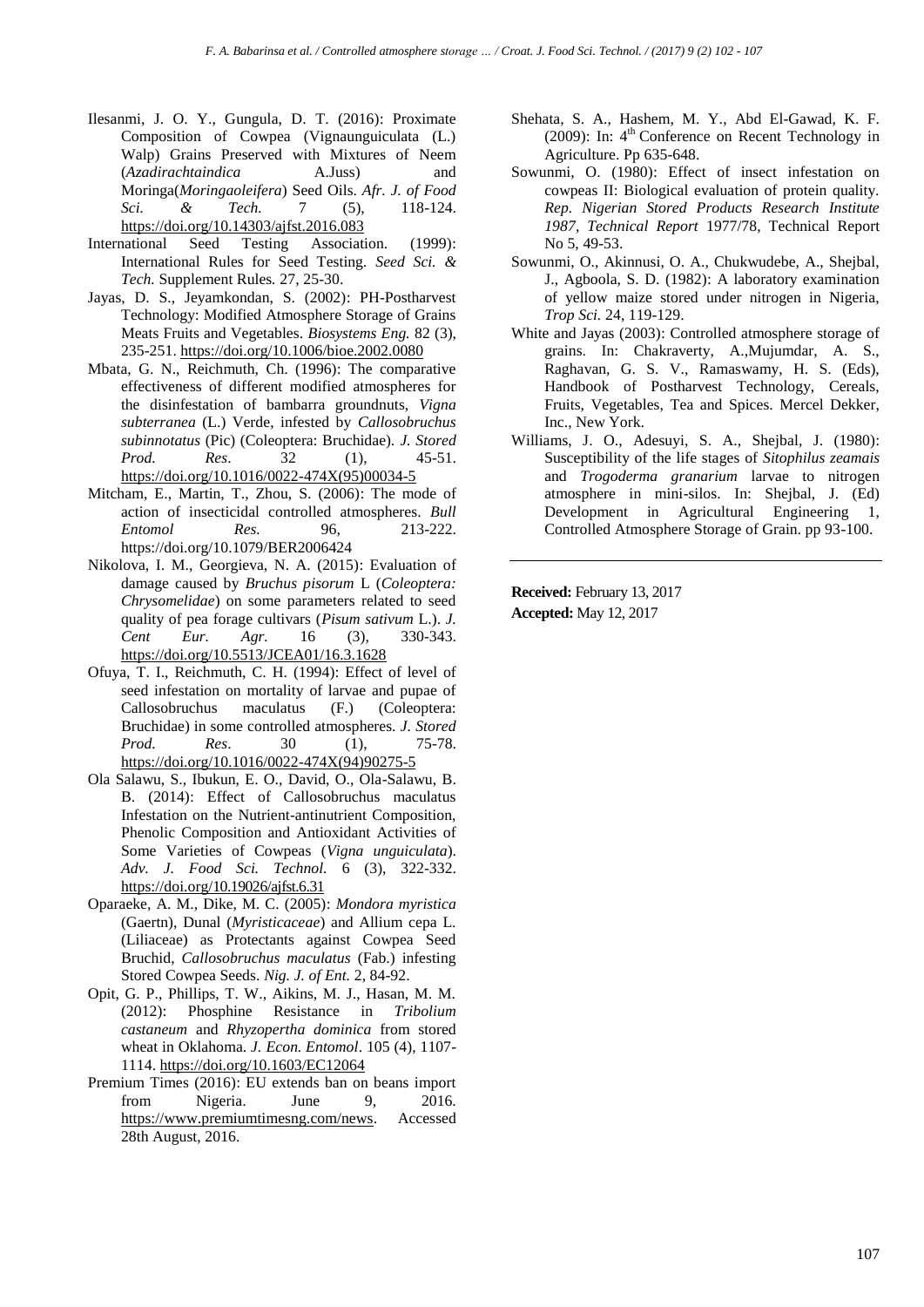Ilesanmi, J. O. Y., Gungula, D. T. (2016): Proximate Composition of Cowpea (Vignaunguiculata (L.) Walp) Grains Preserved with Mixtures of Neem (*Azadirachtaindica* A.Juss) and Moringa(*Moringaoleifera*) Seed Oils. *Afr. J. of Food Sci. & Tech.* 7 (5), 118-124. https://doi.org/10.14303/ajfst.2016.083

International Seed Testing Association. (1999): International Rules for Seed Testing. *Seed Sci. & Tech.* Supplement Rules. 27, 25-30.

Jayas, D. S., Jeyamkondan, S. (2002): PH-Postharvest Technology: Modified Atmosphere Storage of Grains Meats Fruits and Vegetables. *Biosystems Eng.* 82 (3), 235-251. https://doi.org/10.1006/bioe.2002.0080

Mbata, G. N., Reichmuth, Ch. (1996): The comparative effectiveness of different modified atmospheres for the disinfestation of bambarra groundnuts, *Vigna subterranea* (L.) Verde, infested by *Callosobruchus subinnotatus* (Pic) (Coleoptera: Bruchidae). *J. Stored Prod. Res*. 32 (1), 45-51. https://doi.org/10.1016/0022-474X(95)00034-5

Mitcham, E., Martin, T., Zhou, S. (2006): The mode of action of insecticidal controlled atmospheres. *Bull Entomol Res.* 96, 213-222. https://doi.org/10.1079/BER2006424

Nikolova, I. M., Georgieva, N. A. (2015): Evaluation of damage caused by *Bruchus pisorum* L (*Coleoptera: Chrysomelidae*) on some parameters related to seed quality of pea forage cultivars (*Pisum sativum* L.). *J. Cent Eur. Agr.* 16 (3), 330-343. https://doi.org/10.5513/JCEA01/16.3.1628

Ofuya, T. I., Reichmuth, C. H. (1994): Effect of level of seed infestation on mortality of larvae and pupae of Callosobruchus maculatus (F.) (Coleoptera: Bruchidae) in some controlled atmospheres. *J. Stored Prod. Res*. 30 (1), 75-78. https://doi.org/10.1016/0022-474X(94)90275-5

Ola Salawu, S., Ibukun, E. O., David, O., Ola-Salawu, B. B. (2014): Effect of Callosobruchus maculatus Infestation on the Nutrient-antinutrient Composition, Phenolic Composition and Antioxidant Activities of Some Varieties of Cowpeas (*Vigna unguiculata*). *Adv. J. Food Sci. Technol.* 6 (3), 322-332. https://doi.org/10.19026/ajfst.6.31

Oparaeke, A. M., Dike, M. C. (2005): *Mondora myristica* (Gaertn), Dunal (*Myristicaceae*) and Allium cepa L. (Liliaceae) as Protectants against Cowpea Seed Bruchid, *Callosobruchus maculatus* (Fab.) infesting Stored Cowpea Seeds. *Nig. J. of Ent.* 2, 84-92.

Opit, G. P., Phillips, T. W., Aikins, M. J., Hasan, M. M. (2012): Phosphine Resistance in *Tribolium castaneum* and *Rhyzopertha dominica* from stored wheat in Oklahoma. *J. Econ. Entomol*. 105 (4), 1107-1114. https://doi.org/10.1603/EC12064

Premium Times (2016): EU extends ban on beans import from Nigeria. June 9, 2016. https://www.premiumtimesng.com/news. Accessed 28th August, 2016.

Shehata, S. A., Hashem, M. Y., Abd El-Gawad, K. F. (2009): In: 4th Conference on Recent Technology in Agriculture. Pp 635-648.

Sowunmi, O. (1980): Effect of insect infestation on cowpeas II: Biological evaluation of protein quality. *Rep. Nigerian Stored Products Research Institute 1987, Technical Report* 1977/78, Technical Report No 5, 49-53.

Sowunmi, O., Akinnusi, O. A., Chukwudebe, A., Shejbal, J., Agboola, S. D. (1982): A laboratory examination of yellow maize stored under nitrogen in Nigeria, *Trop Sci.* 24, 119-129.

White and Jayas (2003): Controlled atmosphere storage of grains. In: Chakraverty, A.,Mujumdar, A. S., Raghavan, G. S. V., Ramaswamy, H. S. (Eds), Handbook of Postharvest Technology, Cereals, Fruits, Vegetables, Tea and Spices. Mercel Dekker, Inc., New York.

Williams, J. O., Adesuyi, S. A., Shejbal, J. (1980): Susceptibility of the life stages of *Sitophilus zeamais* and *Trogoderma granarium* larvae to nitrogen atmosphere in mini-silos. In: Shejbal, J. (Ed) Development in Agricultural Engineering 1, Controlled Atmosphere Storage of Grain. pp 93-100.

---

**Received:** February 13, 2017
**Accepted:** May 12, 2017